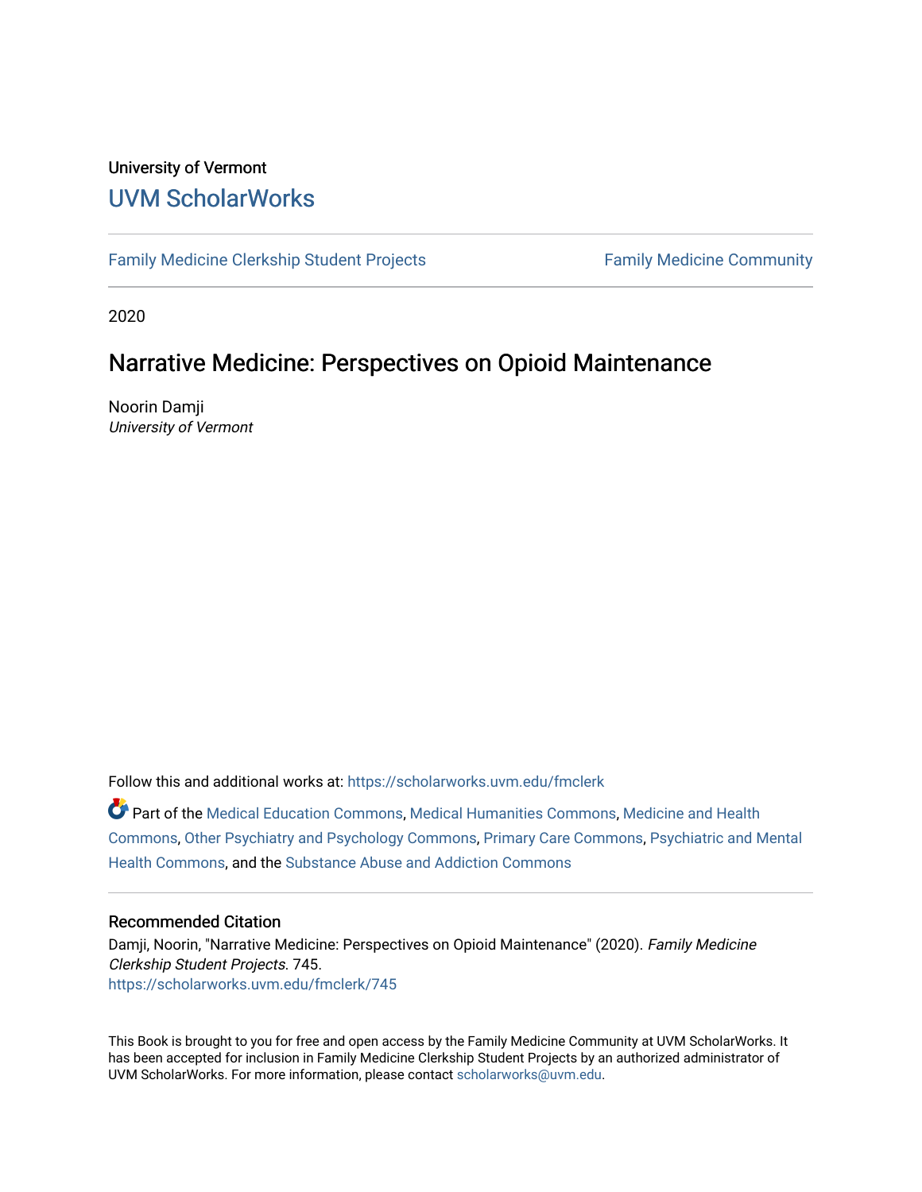University of Vermont

## UVM ScholarWorks

Family Medicine Clerkship Student Projects | Family Medicine Community

2020

# Narrative Medicine: Perspectives on Opioid Maintenance

Noorin Damji
*University of Vermont*

Follow this and additional works at: https://scholarworks.uvm.edu/fmclerk

Part of the Medical Education Commons, Medical Humanities Commons, Medicine and Health Commons, Other Psychiatry and Psychology Commons, Primary Care Commons, Psychiatric and Mental Health Commons, and the Substance Abuse and Addiction Commons

### Recommended Citation

Damji, Noorin, "Narrative Medicine: Perspectives on Opioid Maintenance" (2020). *Family Medicine Clerkship Student Projects*. 745.
https://scholarworks.uvm.edu/fmclerk/745

This Book is brought to you for free and open access by the Family Medicine Community at UVM ScholarWorks. It has been accepted for inclusion in Family Medicine Clerkship Student Projects by an authorized administrator of UVM ScholarWorks. For more information, please contact scholarworks@uvm.edu.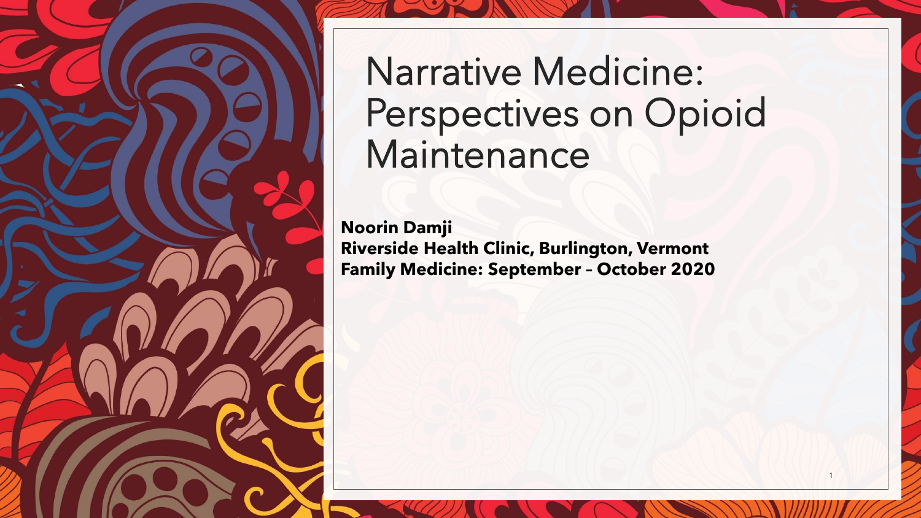# Narrative Medicine: Perspectives on Opioid Maintenance

**Noorin Damji**
**Riverside Health Clinic, Burlington, Vermont**
**Family Medicine: September – October 2020**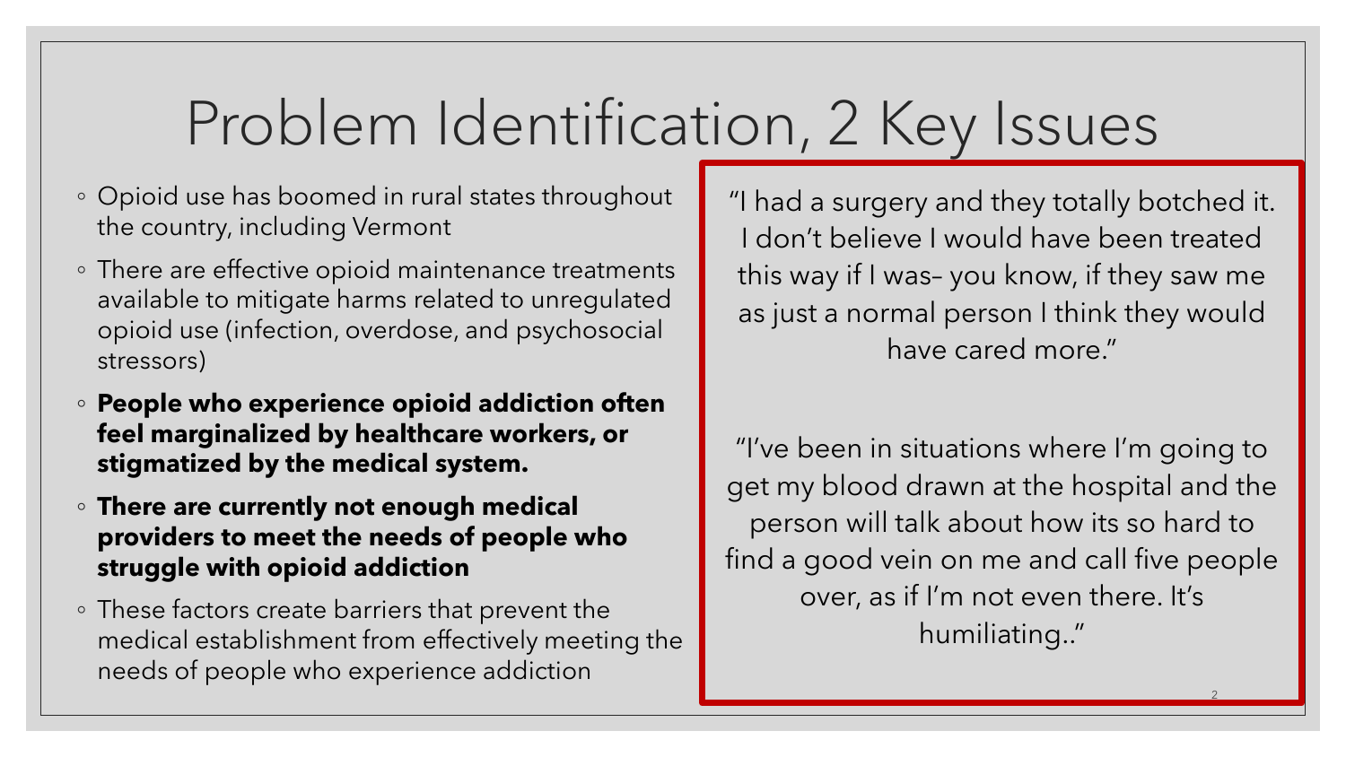# Problem Identification, 2 Key Issues

- Opioid use has boomed in rural states throughout the country, including Vermont
- There are effective opioid maintenance treatments available to mitigate harms related to unregulated opioid use (infection, overdose, and psychosocial stressors)
- **People who experience opioid addiction often feel marginalized by healthcare workers, or stigmatized by the medical system.**
- **There are currently not enough medical providers to meet the needs of people who struggle with opioid addiction**
- These factors create barriers that prevent the medical establishment from effectively meeting the needs of people who experience addiction

"I had a surgery and they totally botched it. I don't believe I would have been treated this way if I was– you know, if they saw me as just a normal person I think they would have cared more."

"I've been in situations where I'm going to get my blood drawn at the hospital and the person will talk about how its so hard to find a good vein on me and call five people over, as if I'm not even there. It's humiliating.."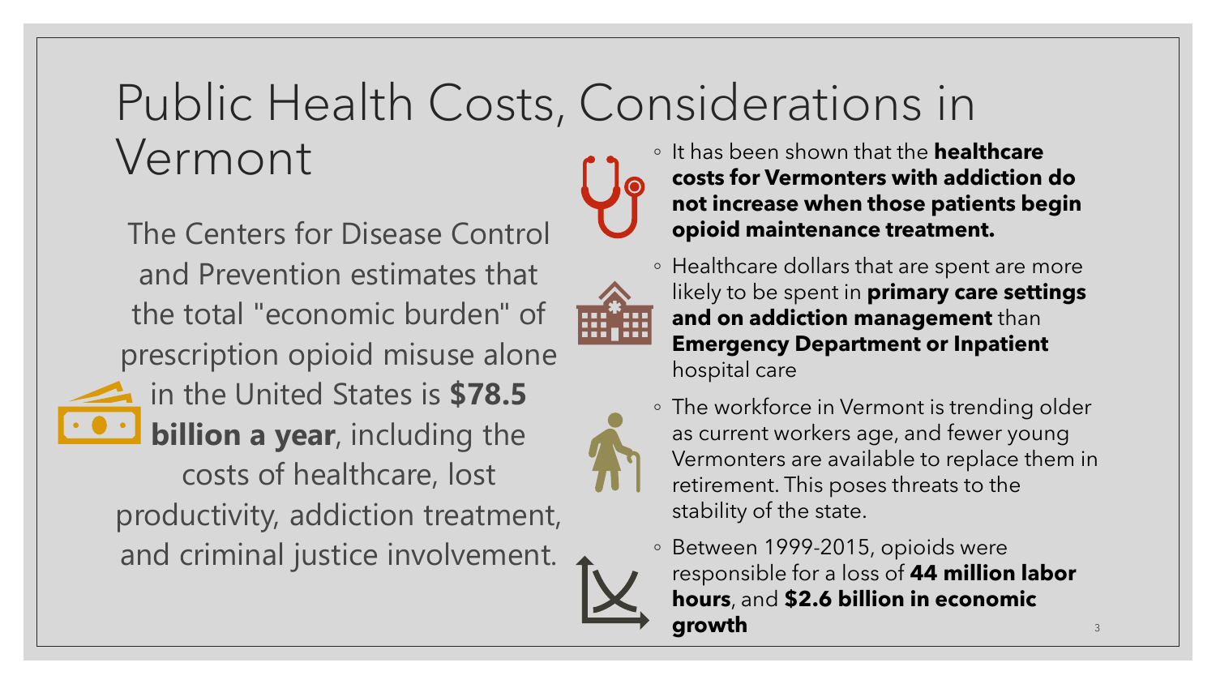# Public Health Costs, Considerations in Vermont

The Centers for Disease Control and Prevention estimates that the total "economic burden" of prescription opioid misuse alone in the United States is **$78.5 billion a year**, including the costs of healthcare, lost productivity, addiction treatment, and criminal justice involvement.

- It has been shown that the **healthcare costs for Vermonters with addiction do not increase when those patients begin opioid maintenance treatment.**
- Healthcare dollars that are spent are more likely to be spent in **primary care settings and on addiction management** than **Emergency Department or Inpatient** hospital care
- The workforce in Vermont is trending older as current workers age, and fewer young Vermonters are available to replace them in retirement. This poses threats to the stability of the state.
- Between 1999-2015, opioids were responsible for a loss of **44 million labor hours**, and **$2.6 billion in economic growth**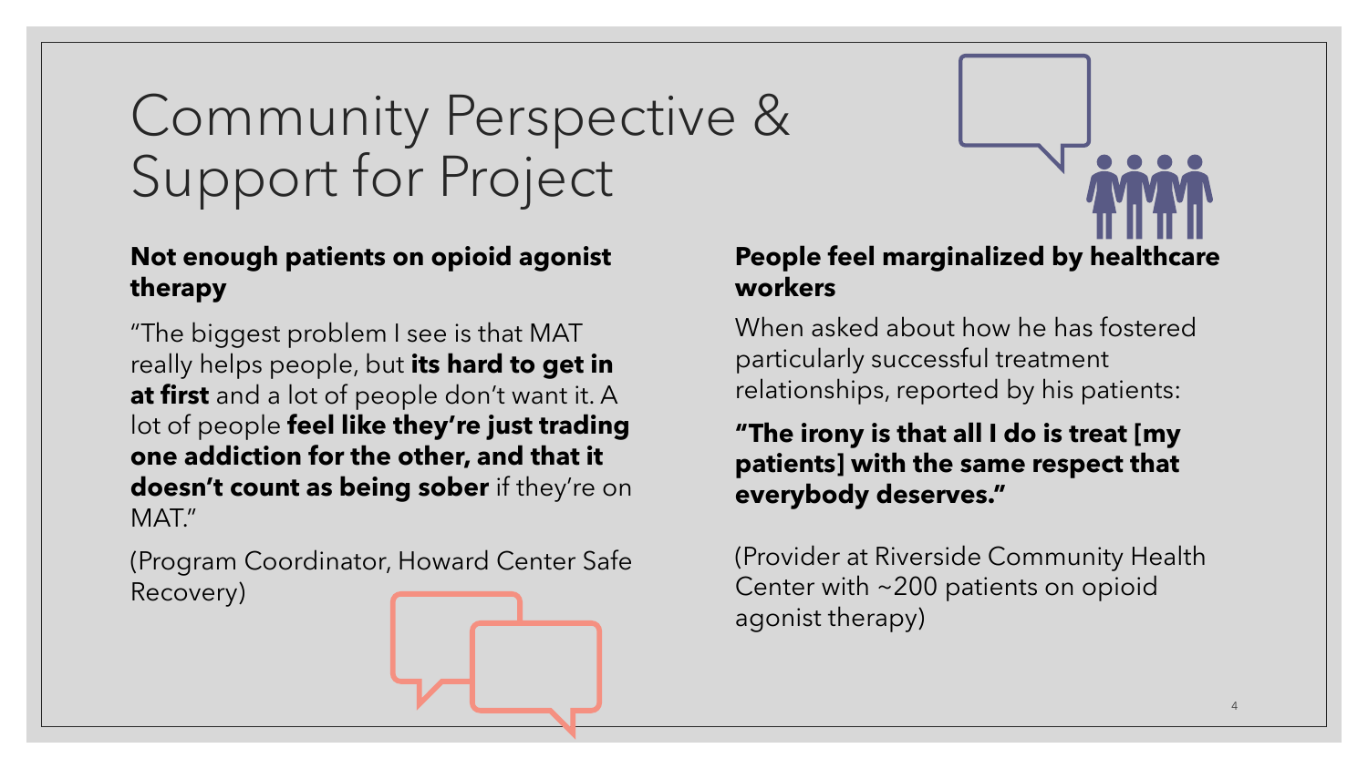# Community Perspective & Support for Project

### Not enough patients on opioid agonist therapy

"The biggest problem I see is that MAT really helps people, but **its hard to get in at first** and a lot of people don't want it. A lot of people **feel like they're just trading one addiction for the other, and that it doesn't count as being sober** if they're on MAT."

(Program Coordinator, Howard Center Safe Recovery)

### People feel marginalized by healthcare workers

When asked about how he has fostered particularly successful treatment relationships, reported by his patients:

**"The irony is that all I do is treat [my patients] with the same respect that everybody deserves."**

(Provider at Riverside Community Health Center with ~200 patients on opioid agonist therapy)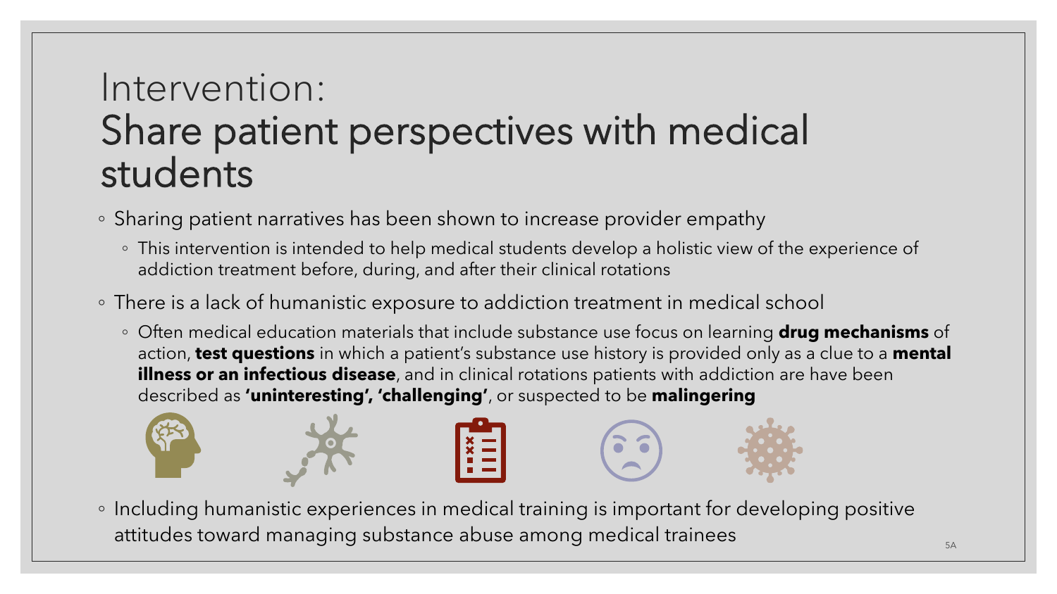# Intervention: Share patient perspectives with medical students

- Sharing patient narratives has been shown to increase provider empathy
  - This intervention is intended to help medical students develop a holistic view of the experience of addiction treatment before, during, and after their clinical rotations
- There is a lack of humanistic exposure to addiction treatment in medical school
  - Often medical education materials that include substance use focus on learning **drug mechanisms** of action, **test questions** in which a patient's substance use history is provided only as a clue to a **mental illness or an infectious disease**, and in clinical rotations patients with addiction are have been described as **'uninteresting', 'challenging'**, or suspected to be **malingering**
- Including humanistic experiences in medical training is important for developing positive attitudes toward managing substance abuse among medical trainees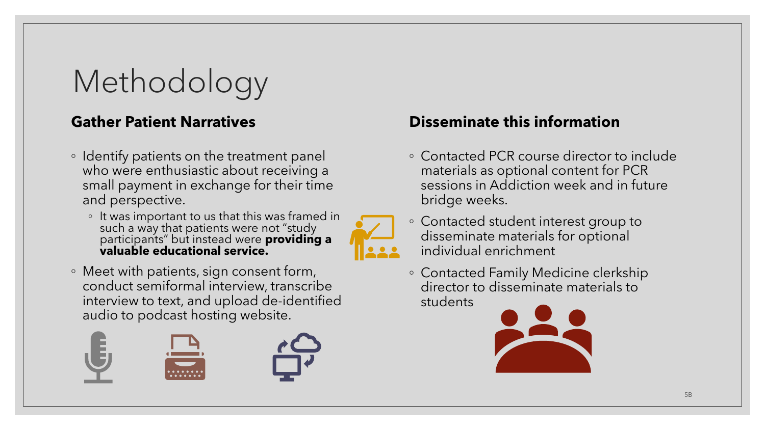# Methodology

## Gather Patient Narratives

- Identify patients on the treatment panel who were enthusiastic about receiving a small payment in exchange for their time and perspective.
  - It was important to us that this was framed in such a way that patients were not "study participants" but instead were **providing a valuable educational service.**
- Meet with patients, sign consent form, conduct semiformal interview, transcribe interview to text, and upload de-identified audio to podcast hosting website.

## Disseminate this information

- Contacted PCR course director to include materials as optional content for PCR sessions in Addiction week and in future bridge weeks.
- Contacted student interest group to disseminate materials for optional individual enrichment
- Contacted Family Medicine clerkship director to disseminate materials to students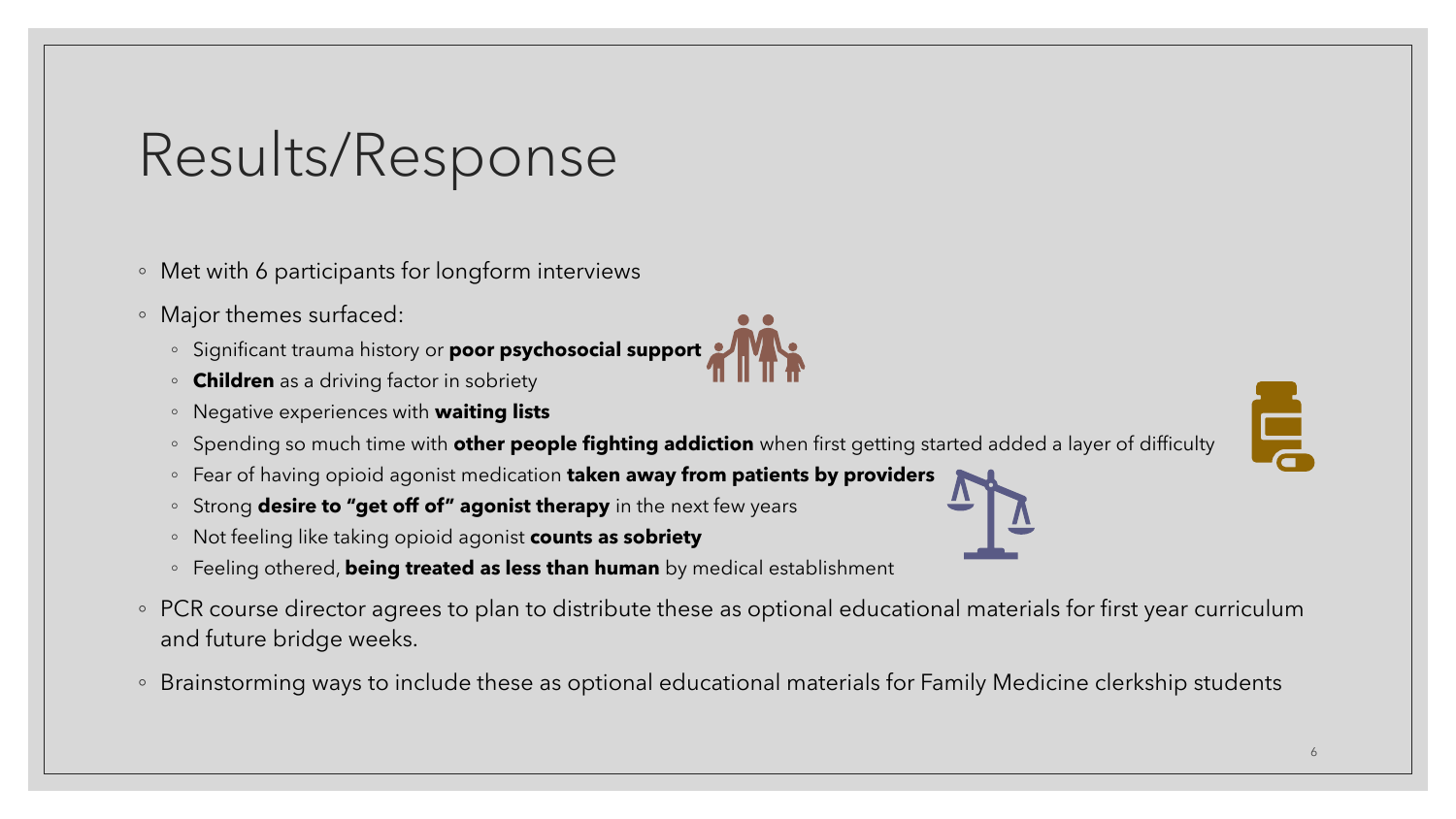# Results/Response

- Met with 6 participants for longform interviews
- Major themes surfaced:
  - Significant trauma history or **poor psychosocial support**
  - **Children** as a driving factor in sobriety
  - Negative experiences with **waiting lists**
  - Spending so much time with **other people fighting addiction** when first getting started added a layer of difficulty
  - Fear of having opioid agonist medication **taken away from patients by providers**
  - Strong **desire to "get off of" agonist therapy** in the next few years
  - Not feeling like taking opioid agonist **counts as sobriety**
  - Feeling othered, **being treated as less than human** by medical establishment
- PCR course director agrees to plan to distribute these as optional educational materials for first year curriculum and future bridge weeks.
- Brainstorming ways to include these as optional educational materials for Family Medicine clerkship students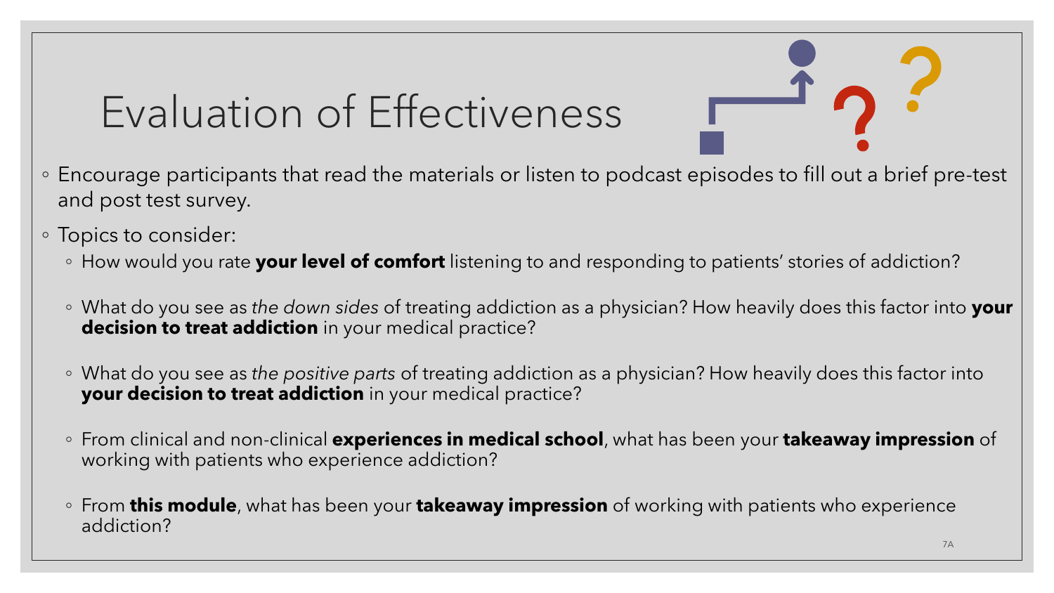# Evaluation of Effectiveness

- Encourage participants that read the materials or listen to podcast episodes to fill out a brief pre-test and post test survey.
- Topics to consider:
  - How would you rate **your level of comfort** listening to and responding to patients' stories of addiction?
  - What do you see as *the down sides* of treating addiction as a physician? How heavily does this factor into **your decision to treat addiction** in your medical practice?
  - What do you see as *the positive parts* of treating addiction as a physician? How heavily does this factor into **your decision to treat addiction** in your medical practice?
  - From clinical and non-clinical **experiences in medical school**, what has been your **takeaway impression** of working with patients who experience addiction?
  - From **this module**, what has been your **takeaway impression** of working with patients who experience addiction?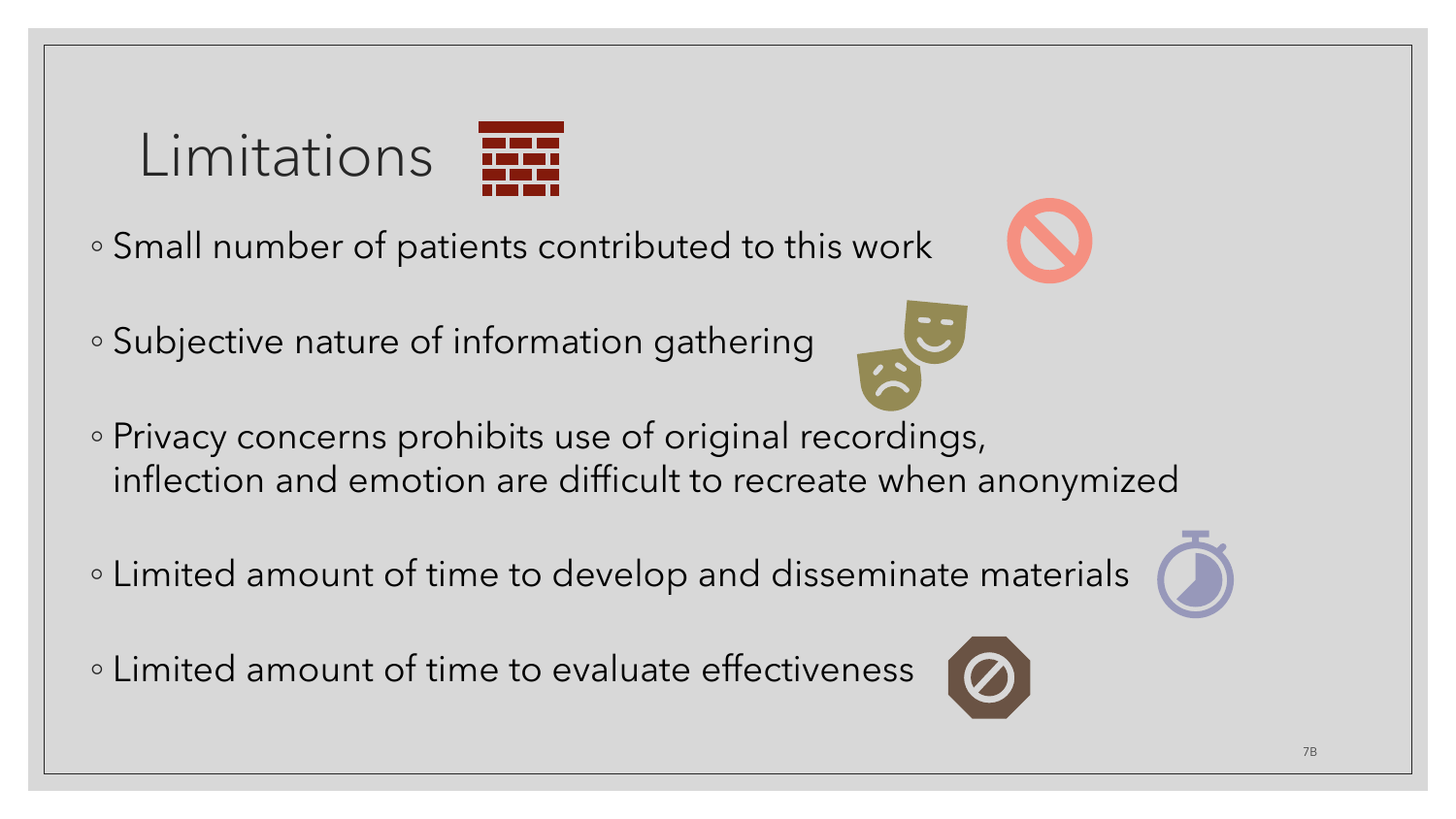# Limitations

- Small number of patients contributed to this work
- Subjective nature of information gathering
- Privacy concerns prohibits use of original recordings, inflection and emotion are difficult to recreate when anonymized
- Limited amount of time to develop and disseminate materials
- Limited amount of time to evaluate effectiveness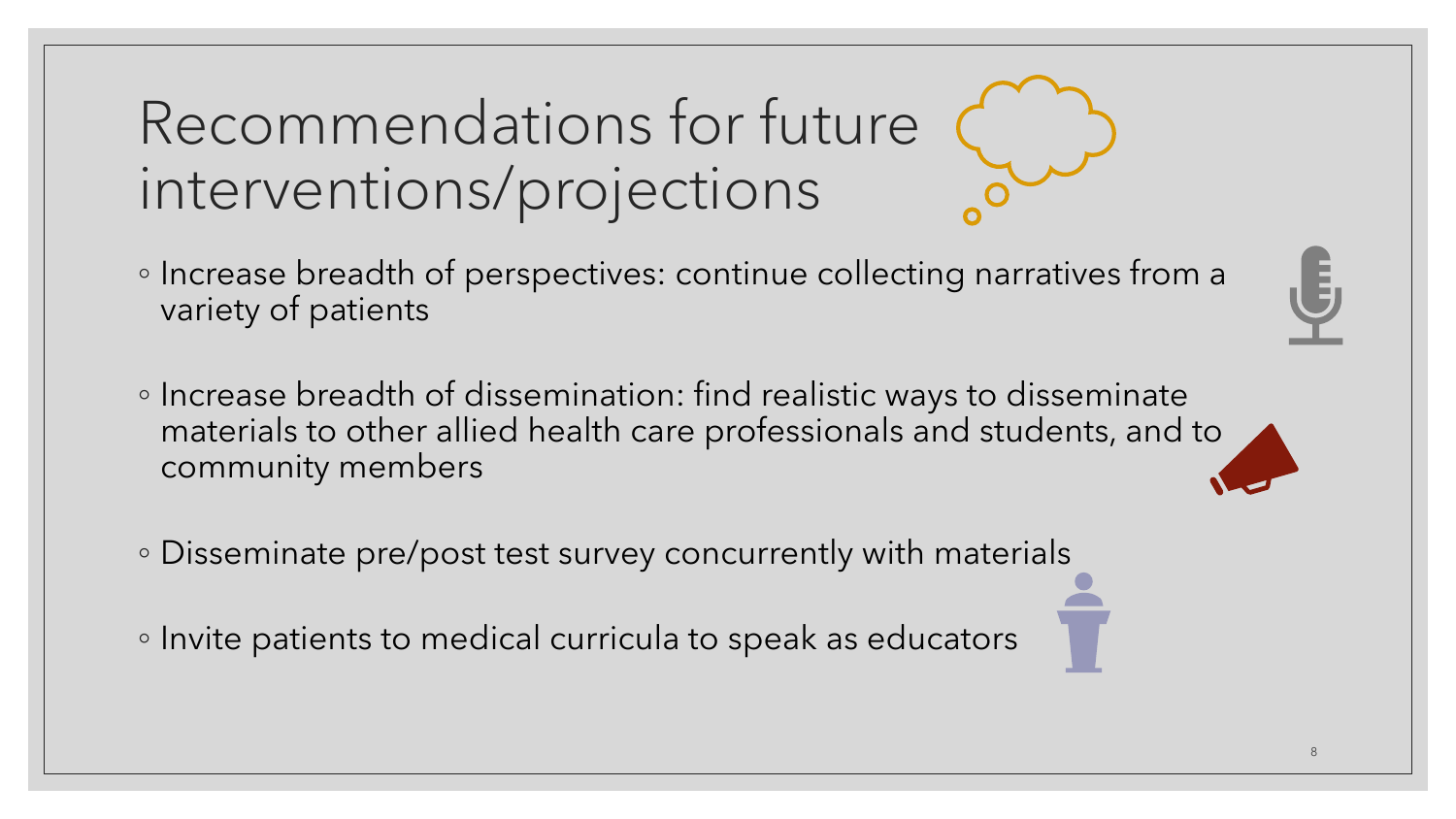# Recommendations for future interventions/projections

- Increase breadth of perspectives: continue collecting narratives from a variety of patients
- Increase breadth of dissemination: find realistic ways to disseminate materials to other allied health care professionals and students, and to community members
- Disseminate pre/post test survey concurrently with materials
- Invite patients to medical curricula to speak as educators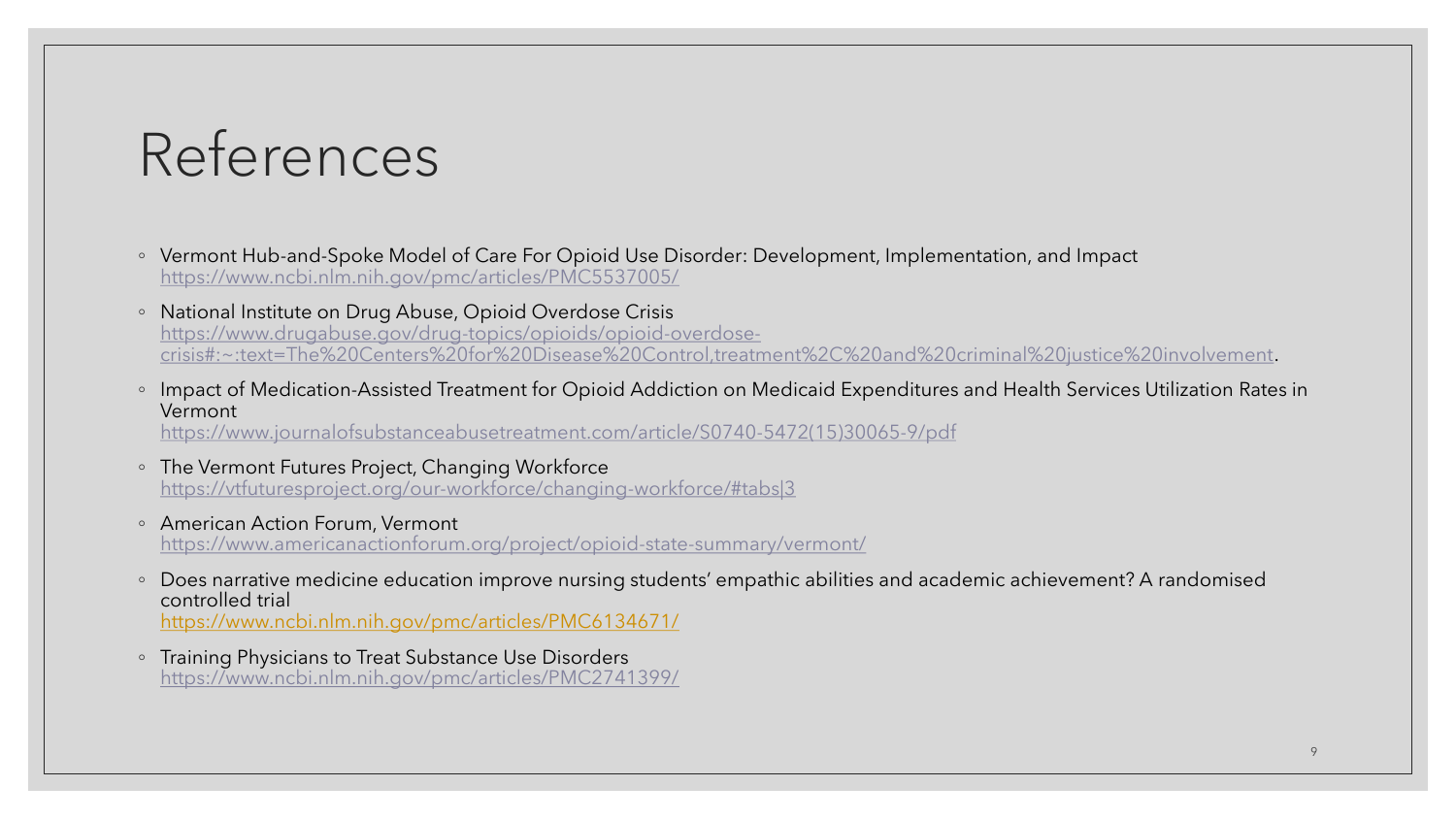# References

- Vermont Hub-and-Spoke Model of Care For Opioid Use Disorder: Development, Implementation, and Impact
  https://www.ncbi.nlm.nih.gov/pmc/articles/PMC5537005/
- National Institute on Drug Abuse, Opioid Overdose Crisis
  https://www.drugabuse.gov/drug-topics/opioids/opioid-overdose-crisis#:~:text=The%20Centers%20for%20Disease%20Control,treatment%2C%20and%20criminal%20justice%20involvement.
- Impact of Medication-Assisted Treatment for Opioid Addiction on Medicaid Expenditures and Health Services Utilization Rates in Vermont
  https://www.journalofsubstanceabusetreatment.com/article/S0740-5472(15)30065-9/pdf
- The Vermont Futures Project, Changing Workforce
  https://vtfuturesproject.org/our-workforce/changing-workforce/#tabs|3
- American Action Forum, Vermont
  https://www.americanactionforum.org/project/opioid-state-summary/vermont/
- Does narrative medicine education improve nursing students' empathic abilities and academic achievement? A randomised controlled trial
  https://www.ncbi.nlm.nih.gov/pmc/articles/PMC6134671/
- Training Physicians to Treat Substance Use Disorders
  https://www.ncbi.nlm.nih.gov/pmc/articles/PMC2741399/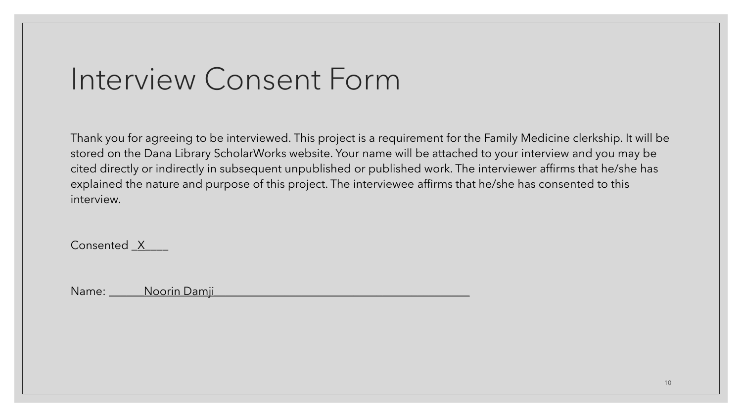# Interview Consent Form

Thank you for agreeing to be interviewed. This project is a requirement for the Family Medicine clerkship. It will be stored on the Dana Library ScholarWorks website. Your name will be attached to your interview and you may be cited directly or indirectly in subsequent unpublished or published work. The interviewer affirms that he/she has explained the nature and purpose of this project. The interviewee affirms that he/she has consented to this interview.

Consented _X____

Name: ______Noorin Damji___________________________________________